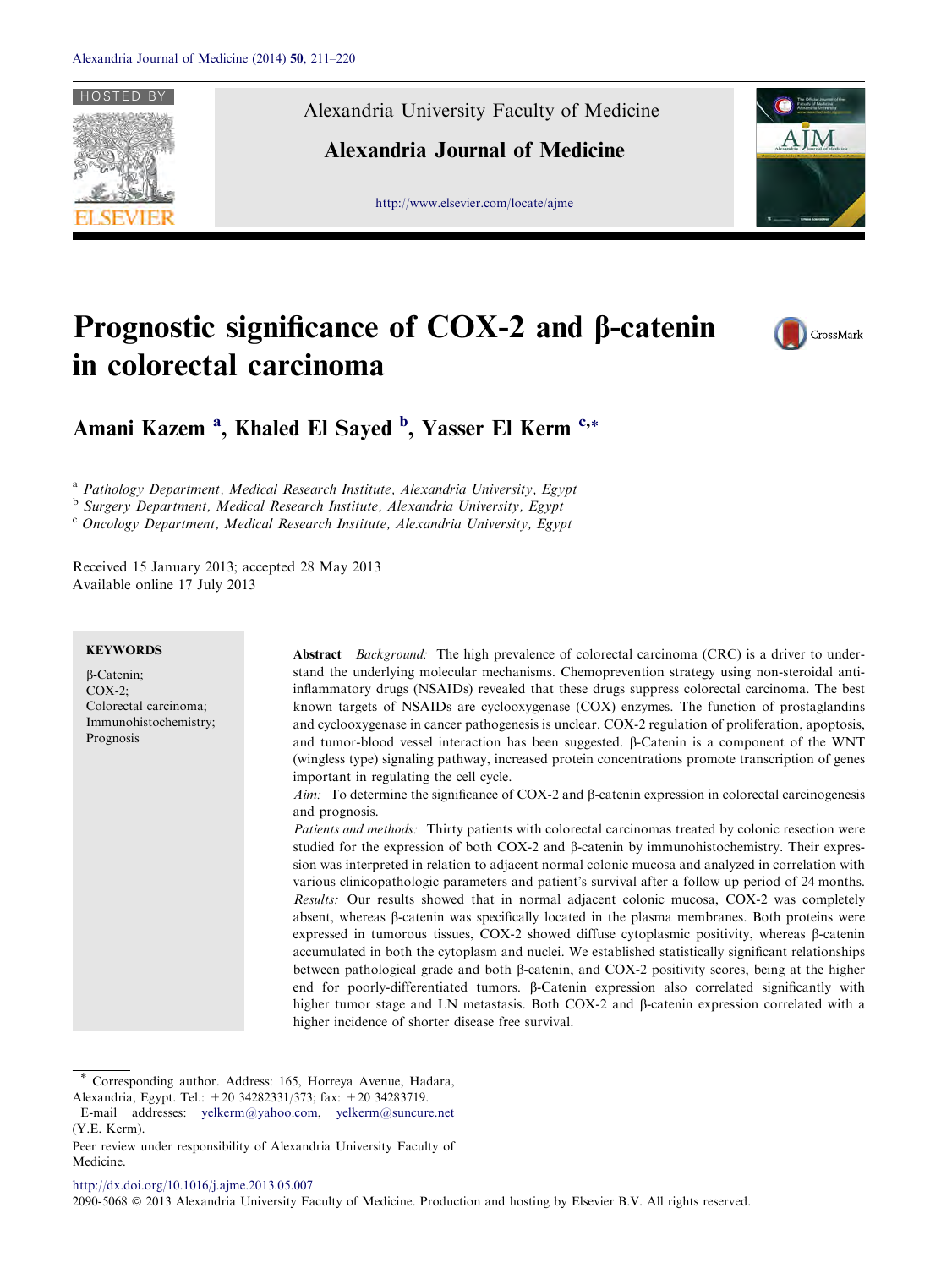Alexandria University Faculty of Medicine

Alexandria Journal of Medicine

http://www.elsevier.com/locate/ajme

# Prognostic significance of COX-2 and β-catenin in colorectal carcinoma

**Amani Kazem** [a], **Khaled El Sayed** [b], **Yasser El Kerm** [c,*]

[a] *Pathology Department, Medical Research Institute, Alexandria University, Egypt*
[b] *Surgery Department, Medical Research Institute, Alexandria University, Egypt*
[c] *Oncology Department, Medical Research Institute, Alexandria University, Egypt*

Received 15 January 2013; accepted 28 May 2013
Available online 17 July 2013

**KEYWORDS**

β-Catenin;
COX-2;
Colorectal carcinoma;
Immunohistochemistry;
Prognosis

**Abstract** *Background:* The high prevalence of colorectal carcinoma (CRC) is a driver to understand the underlying molecular mechanisms. Chemoprevention strategy using non-steroidal anti-inflammatory drugs (NSAIDs) revealed that these drugs suppress colorectal carcinoma. The best known targets of NSAIDs are cyclooxygenase (COX) enzymes. The function of prostaglandins and cyclooxygenase in cancer pathogenesis is unclear. COX-2 regulation of proliferation, apoptosis, and tumor-blood vessel interaction has been suggested. β-Catenin is a component of the WNT (wingless type) signaling pathway, increased protein concentrations promote transcription of genes important in regulating the cell cycle.

*Aim:* To determine the significance of COX-2 and β-catenin expression in colorectal carcinogenesis and prognosis.

*Patients and methods:* Thirty patients with colorectal carcinomas treated by colonic resection were studied for the expression of both COX-2 and β-catenin by immunohistochemistry. Their expression was interpreted in relation to adjacent normal colonic mucosa and analyzed in correlation with various clinicopathologic parameters and patient's survival after a follow up period of 24 months.

*Results:* Our results showed that in normal adjacent colonic mucosa, COX-2 was completely absent, whereas β-catenin was specifically located in the plasma membranes. Both proteins were expressed in tumorous tissues, COX-2 showed diffuse cytoplasmic positivity, whereas β-catenin accumulated in both the cytoplasm and nuclei. We established statistically significant relationships between pathological grade and both β-catenin, and COX-2 positivity scores, being at the higher end for poorly-differentiated tumors. β-Catenin expression also correlated significantly with higher tumor stage and LN metastasis. Both COX-2 and β-catenin expression correlated with a higher incidence of shorter disease free survival.

\* Corresponding author. Address: 165, Horreya Avenue, Hadara, Alexandria, Egypt. Tel.: +20 34282331/373; fax: +20 34283719.
E-mail addresses: yelkerm@yahoo.com, yelkerm@suncure.net (Y.E. Kerm).

Peer review under responsibility of Alexandria University Faculty of Medicine.

http://dx.doi.org/10.1016/j.ajme.2013.05.007
2090-5068 © 2013 Alexandria University Faculty of Medicine. Production and hosting by Elsevier B.V. All rights reserved.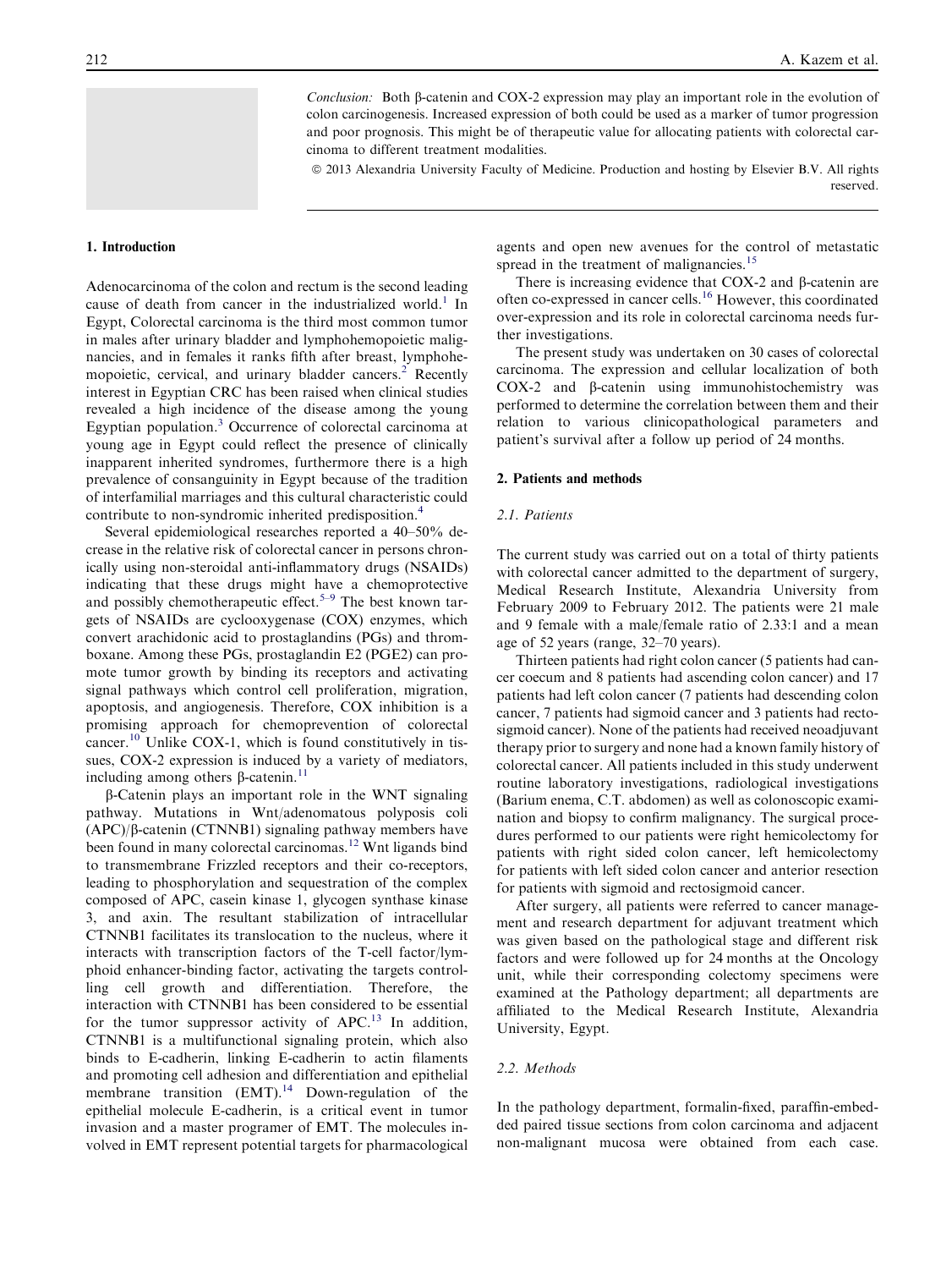*Conclusion:* Both β-catenin and COX-2 expression may play an important role in the evolution of colon carcinogenesis. Increased expression of both could be used as a marker of tumor progression and poor prognosis. This might be of therapeutic value for allocating patients with colorectal carcinoma to different treatment modalities.

© 2013 Alexandria University Faculty of Medicine. Production and hosting by Elsevier B.V. All rights reserved.

## 1. Introduction

Adenocarcinoma of the colon and rectum is the second leading cause of death from cancer in the industrialized world.[1] In Egypt, Colorectal carcinoma is the third most common tumor in males after urinary bladder and lymphohemopoietic malignancies, and in females it ranks fifth after breast, lymphohemopoietic, cervical, and urinary bladder cancers.[2] Recently interest in Egyptian CRC has been raised when clinical studies revealed a high incidence of the disease among the young Egyptian population.[3] Occurrence of colorectal carcinoma at young age in Egypt could reflect the presence of clinically inapparent inherited syndromes, furthermore there is a high prevalence of consanguinity in Egypt because of the tradition of interfamilial marriages and this cultural characteristic could contribute to non-syndromic inherited predisposition.[4]

Several epidemiological researches reported a 40–50% decrease in the relative risk of colorectal cancer in persons chronically using non-steroidal anti-inflammatory drugs (NSAIDs) indicating that these drugs might have a chemoprotective and possibly chemotherapeutic effect.[5–9] The best known targets of NSAIDs are cyclooxygenase (COX) enzymes, which convert arachidonic acid to prostaglandins (PGs) and thromboxane. Among these PGs, prostaglandin E2 (PGE2) can promote tumor growth by binding its receptors and activating signal pathways which control cell proliferation, migration, apoptosis, and angiogenesis. Therefore, COX inhibition is a promising approach for chemoprevention of colorectal cancer.[10] Unlike COX-1, which is found constitutively in tissues, COX-2 expression is induced by a variety of mediators, including among others β-catenin.[11]

β-Catenin plays an important role in the WNT signaling pathway. Mutations in Wnt/adenomatous polyposis coli (APC)/β-catenin (CTNNB1) signaling pathway members have been found in many colorectal carcinomas.[12] Wnt ligands bind to transmembrane Frizzled receptors and their co-receptors, leading to phosphorylation and sequestration of the complex composed of APC, casein kinase 1, glycogen synthase kinase 3, and axin. The resultant stabilization of intracellular CTNNB1 facilitates its translocation to the nucleus, where it interacts with transcription factors of the T-cell factor/lymphoid enhancer-binding factor, activating the targets controlling cell growth and differentiation. Therefore, the interaction with CTNNB1 has been considered to be essential for the tumor suppressor activity of APC.[13] In addition, CTNNB1 is a multifunctional signaling protein, which also binds to E-cadherin, linking E-cadherin to actin filaments and promoting cell adhesion and differentiation and epithelial membrane transition (EMT).[14] Down-regulation of the epithelial molecule E-cadherin, is a critical event in tumor invasion and a master programer of EMT. The molecules involved in EMT represent potential targets for pharmacological agents and open new avenues for the control of metastatic spread in the treatment of malignancies.[15]

There is increasing evidence that COX-2 and β-catenin are often co-expressed in cancer cells.[16] However, this coordinated over-expression and its role in colorectal carcinoma needs further investigations.

The present study was undertaken on 30 cases of colorectal carcinoma. The expression and cellular localization of both COX-2 and β-catenin using immunohistochemistry was performed to determine the correlation between them and their relation to various clinicopathological parameters and patient's survival after a follow up period of 24 months.

## 2. Patients and methods

### 2.1. Patients

The current study was carried out on a total of thirty patients with colorectal cancer admitted to the department of surgery, Medical Research Institute, Alexandria University from February 2009 to February 2012. The patients were 21 male and 9 female with a male/female ratio of 2.33:1 and a mean age of 52 years (range, 32–70 years).

Thirteen patients had right colon cancer (5 patients had cancer coecum and 8 patients had ascending colon cancer) and 17 patients had left colon cancer (7 patients had descending colon cancer, 7 patients had sigmoid cancer and 3 patients had rectosigmoid cancer). None of the patients had received neoadjuvant therapy prior to surgery and none had a known family history of colorectal cancer. All patients included in this study underwent routine laboratory investigations, radiological investigations (Barium enema, C.T. abdomen) as well as colonoscopic examination and biopsy to confirm malignancy. The surgical procedures performed to our patients were right hemicolectomy for patients with right sided colon cancer, left hemicolectomy for patients with left sided colon cancer and anterior resection for patients with sigmoid and rectosigmoid cancer.

After surgery, all patients were referred to cancer management and research department for adjuvant treatment which was given based on the pathological stage and different risk factors and were followed up for 24 months at the Oncology unit, while their corresponding colectomy specimens were examined at the Pathology department; all departments are affiliated to the Medical Research Institute, Alexandria University, Egypt.

### 2.2. Methods

In the pathology department, formalin-fixed, paraffin-embedded paired tissue sections from colon carcinoma and adjacent non-malignant mucosa were obtained from each case.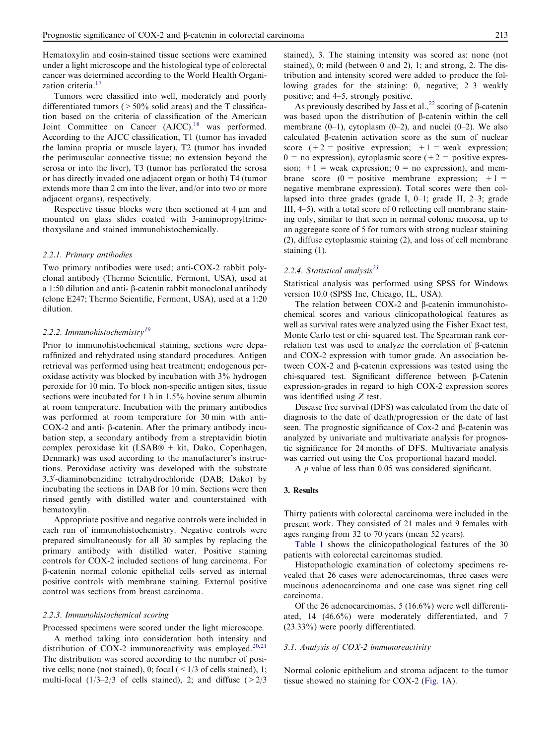Hematoxylin and eosin-stained tissue sections were examined under a light microscope and the histological type of colorectal cancer was determined according to the World Health Organization criteria.[17]

Tumors were classified into well, moderately and poorly differentiated tumors (> 50% solid areas) and the T classification based on the criteria of classification of the American Joint Committee on Cancer (AJCC).[18] was performed. According to the AJCC classification, T1 (tumor has invaded the lamina propria or muscle layer), T2 (tumor has invaded the perimuscular connective tissue; no extension beyond the serosa or into the liver), T3 (tumor has perforated the serosa or has directly invaded one adjacent organ or both) T4 (tumor extends more than 2 cm into the liver, and/or into two or more adjacent organs), respectively.

Respective tissue blocks were then sectioned at 4 μm and mounted on glass slides coated with 3-aminopropyltrimethoxysilane and stained immunohistochemically.

#### 2.2.1. Primary antibodies

Two primary antibodies were used; anti-COX-2 rabbit polyclonal antibody (Thermo Scientific, Fermont, USA), used at a 1:50 dilution and anti- β-catenin rabbit monoclonal antibody (clone E247; Thermo Scientific, Fermont, USA), used at a 1:20 dilution.

#### 2.2.2. Immunohistochemistry[19]

Prior to immunohistochemical staining, sections were deparaffinized and rehydrated using standard procedures. Antigen retrieval was performed using heat treatment; endogenous peroxidase activity was blocked by incubation with 3% hydrogen peroxide for 10 min. To block non-specific antigen sites, tissue sections were incubated for 1 h in 1.5% bovine serum albumin at room temperature. Incubation with the primary antibodies was performed at room temperature for 30 min with anti-COX-2 and anti- β-catenin. After the primary antibody incubation step, a secondary antibody from a streptavidin biotin complex peroxidase kit (LSAB® + kit, Dako, Copenhagen, Denmark) was used according to the manufacturer's instructions. Peroxidase activity was developed with the substrate 3,3′-diaminobenzidine tetrahydrochloride (DAB; Dako) by incubating the sections in DAB for 10 min. Sections were then rinsed gently with distilled water and counterstained with hematoxylin.

Appropriate positive and negative controls were included in each run of immunohistochemistry. Negative controls were prepared simultaneously for all 30 samples by replacing the primary antibody with distilled water. Positive staining controls for COX-2 included sections of lung carcinoma. For β-catenin normal colonic epithelial cells served as internal positive controls with membrane staining. External positive control was sections from breast carcinoma.

#### 2.2.3. Immunohistochemical scoring

Processed specimens were scored under the light microscope.

A method taking into consideration both intensity and distribution of COX-2 immunoreactivity was employed.[20,21] The distribution was scored according to the number of positive cells; none (not stained), 0; focal (< 1/3 of cells stained), 1; multi-focal (1/3–2/3 of cells stained), 2; and diffuse (> 2/3 stained), 3. The staining intensity was scored as: none (not stained), 0; mild (between 0 and 2), 1; and strong, 2. The distribution and intensity scored were added to produce the following grades for the staining: 0, negative; 2–3 weakly positive; and 4–5, strongly positive.

As previously described by Jass et al.,[22] scoring of β-catenin was based upon the distribution of β-catenin within the cell membrane (0–1), cytoplasm (0–2), and nuclei (0–2). We also calculated β-catenin activation score as the sum of nuclear score (+2 = positive expression; +1 = weak expression; 0 = no expression), cytoplasmic score (+2 = positive expression; +1 = weak expression; 0 = no expression), and membrane score (0 = positive membrane expression; +1 = negative membrane expression). Total scores were then collapsed into three grades (grade I, 0–1; grade II, 2–3; grade III, 4–5). with a total score of 0 reflecting cell membrane staining only, similar to that seen in normal colonic mucosa, up to an aggregate score of 5 for tumors with strong nuclear staining (2), diffuse cytoplasmic staining (2), and loss of cell membrane staining (1).

#### 2.2.4. Statistical analysis[23]

Statistical analysis was performed using SPSS for Windows version 10.0 (SPSS Inc, Chicago, IL, USA).

The relation between COX-2 and β-catenin immunohistochemical scores and various clinicopathological features as well as survival rates were analyzed using the Fisher Exact test, Monte Carlo test or chi- squared test. The Spearman rank correlation test was used to analyze the correlation of β-catenin and COX-2 expression with tumor grade. An association between COX-2 and β-catenin expressions was tested using the chi-squared test. Significant difference between β-Catenin expression-grades in regard to high COX-2 expression scores was identified using $Z$ test.

Disease free survival (DFS) was calculated from the date of diagnosis to the date of death/progression or the date of last seen. The prognostic significance of Cox-2 and β-catenin was analyzed by univariate and multivariate analysis for prognostic significance for 24 months of DFS. Multivariate analysis was carried out using the Cox proportional hazard model.

A $p$ value of less than 0.05 was considered significant.

## 3. Results

Thirty patients with colorectal carcinoma were included in the present work. They consisted of 21 males and 9 females with ages ranging from 32 to 70 years (mean 52 years).

Table 1 shows the clinicopathological features of the 30 patients with colorectal carcinomas studied.

Histopathologic examination of colectomy specimens revealed that 26 cases were adenocarcinomas, three cases were mucinous adenocarcinoma and one case was signet ring cell carcinoma.

Of the 26 adenocarcinomas, 5 (16.6%) were well differentiated, 14 (46.6%) were moderately differentiated, and 7 (23.33%) were poorly differentiated.

### 3.1. Analysis of COX-2 immunoreactivity

Normal colonic epithelium and stroma adjacent to the tumor tissue showed no staining for COX-2 (Fig. 1A).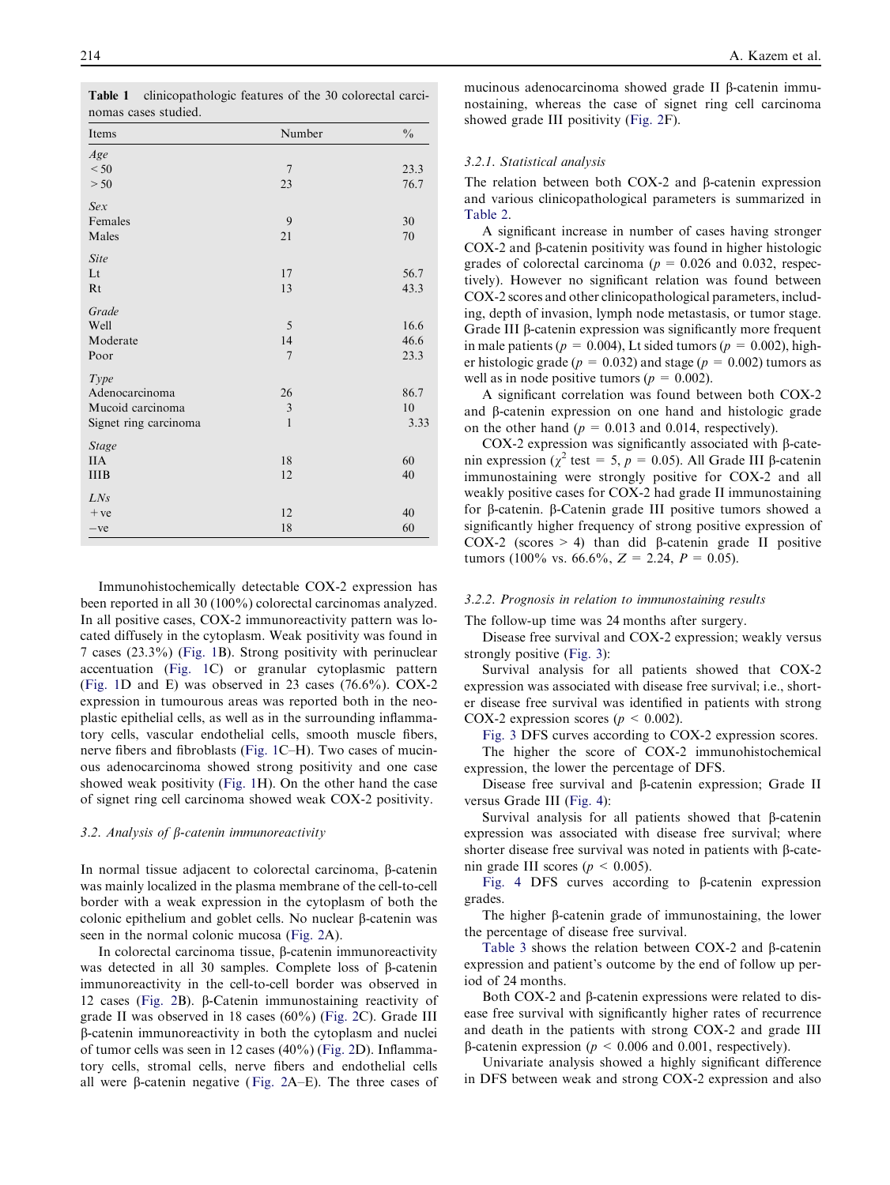**Table 1** clinicopathologic features of the 30 colorectal carcinomas cases studied.

| Items | Number | % |
|---|---|---|
| *Age* | | |
| < 50 | 7 | 23.3 |
| > 50 | 23 | 76.7 |
| *Sex* | | |
| Females | 9 | 30 |
| Males | 21 | 70 |
| *Site* | | |
| Lt | 17 | 56.7 |
| Rt | 13 | 43.3 |
| *Grade* | | |
| Well | 5 | 16.6 |
| Moderate | 14 | 46.6 |
| Poor | 7 | 23.3 |
| *Type* | | |
| Adenocarcinoma | 26 | 86.7 |
| Mucoid carcinoma | 3 | 10 |
| Signet ring carcinoma | 1 | 3.33 |
| *Stage* | | |
| IIA | 18 | 60 |
| IIIB | 12 | 40 |
| *LNs* | | |
| +ve | 12 | 40 |
| −ve | 18 | 60 |

Immunohistochemically detectable COX-2 expression has been reported in all 30 (100%) colorectal carcinomas analyzed. In all positive cases, COX-2 immunoreactivity pattern was located diffusely in the cytoplasm. Weak positivity was found in 7 cases (23.3%) (Fig. 1B). Strong positivity with perinuclear accentuation (Fig. 1C) or granular cytoplasmic pattern (Fig. 1D and E) was observed in 23 cases (76.6%). COX-2 expression in tumourous areas was reported both in the neoplastic epithelial cells, as well as in the surrounding inflammatory cells, vascular endothelial cells, smooth muscle fibers, nerve fibers and fibroblasts (Fig. 1C–H). Two cases of mucinous adenocarcinoma showed strong positivity and one case showed weak positivity (Fig. 1H). On the other hand the case of signet ring cell carcinoma showed weak COX-2 positivity.

### 3.2. Analysis of β-catenin immunoreactivity

In normal tissue adjacent to colorectal carcinoma, β-catenin was mainly localized in the plasma membrane of the cell-to-cell border with a weak expression in the cytoplasm of both the colonic epithelium and goblet cells. No nuclear β-catenin was seen in the normal colonic mucosa (Fig. 2A).

In colorectal carcinoma tissue, β-catenin immunoreactivity was detected in all 30 samples. Complete loss of β-catenin immunoreactivity in the cell-to-cell border was observed in 12 cases (Fig. 2B). β-Catenin immunostaining reactivity of grade II was observed in 18 cases (60%) (Fig. 2C). Grade III β-catenin immunoreactivity in both the cytoplasm and nuclei of tumor cells was seen in 12 cases (40%) (Fig. 2D). Inflammatory cells, stromal cells, nerve fibers and endothelial cells all were β-catenin negative (Fig. 2A–E). The three cases of mucinous adenocarcinoma showed grade II β-catenin immunostaining, whereas the case of signet ring cell carcinoma showed grade III positivity (Fig. 2F).

#### 3.2.1. Statistical analysis

The relation between both COX-2 and β-catenin expression and various clinicopathological parameters is summarized in Table 2.

A significant increase in number of cases having stronger COX-2 and β-catenin positivity was found in higher histologic grades of colorectal carcinoma ($p = 0.026$ and $0.032$, respectively). However no significant relation was found between COX-2 scores and other clinicopathological parameters, including, depth of invasion, lymph node metastasis, or tumor stage. Grade III β-catenin expression was significantly more frequent in male patients ($p = 0.004$), Lt sided tumors ($p = 0.002$), higher histologic grade ($p = 0.032$) and stage ($p = 0.002$) tumors as well as in node positive tumors ($p = 0.002$).

A significant correlation was found between both COX-2 and β-catenin expression on one hand and histologic grade on the other hand ($p = 0.013$ and 0.014, respectively).

COX-2 expression was significantly associated with β-catenin expression ($\chi^2$ test = 5, $p = 0.05$). All Grade III β-catenin immunostaining were strongly positive for COX-2 and all weakly positive cases for COX-2 had grade II immunostaining for β-catenin. β-Catenin grade III positive tumors showed a significantly higher frequency of strong positive expression of COX-2 (scores > 4) than did β-catenin grade II positive tumors (100% vs. 66.6%, $Z = 2.24$, $P = 0.05$).

#### 3.2.2. Prognosis in relation to immunostaining results

The follow-up time was 24 months after surgery.

Disease free survival and COX-2 expression; weakly versus strongly positive (Fig. 3):

Survival analysis for all patients showed that COX-2 expression was associated with disease free survival; i.e., shorter disease free survival was identified in patients with strong COX-2 expression scores ($p < 0.002$).

Fig. 3 DFS curves according to COX-2 expression scores.

The higher the score of COX-2 immunohistochemical expression, the lower the percentage of DFS.

Disease free survival and β-catenin expression; Grade II versus Grade III (Fig. 4):

Survival analysis for all patients showed that β-catenin expression was associated with disease free survival; where shorter disease free survival was noted in patients with β-catenin grade III scores ($p < 0.005$).

Fig. 4 DFS curves according to β-catenin expression grades.

The higher β-catenin grade of immunostaining, the lower the percentage of disease free survival.

Table 3 shows the relation between COX-2 and β-catenin expression and patient's outcome by the end of follow up period of 24 months.

Both COX-2 and β-catenin expressions were related to disease free survival with significantly higher rates of recurrence and death in the patients with strong COX-2 and grade III β-catenin expression ($p < 0.006$ and 0.001, respectively).

Univariate analysis showed a highly significant difference in DFS between weak and strong COX-2 expression and also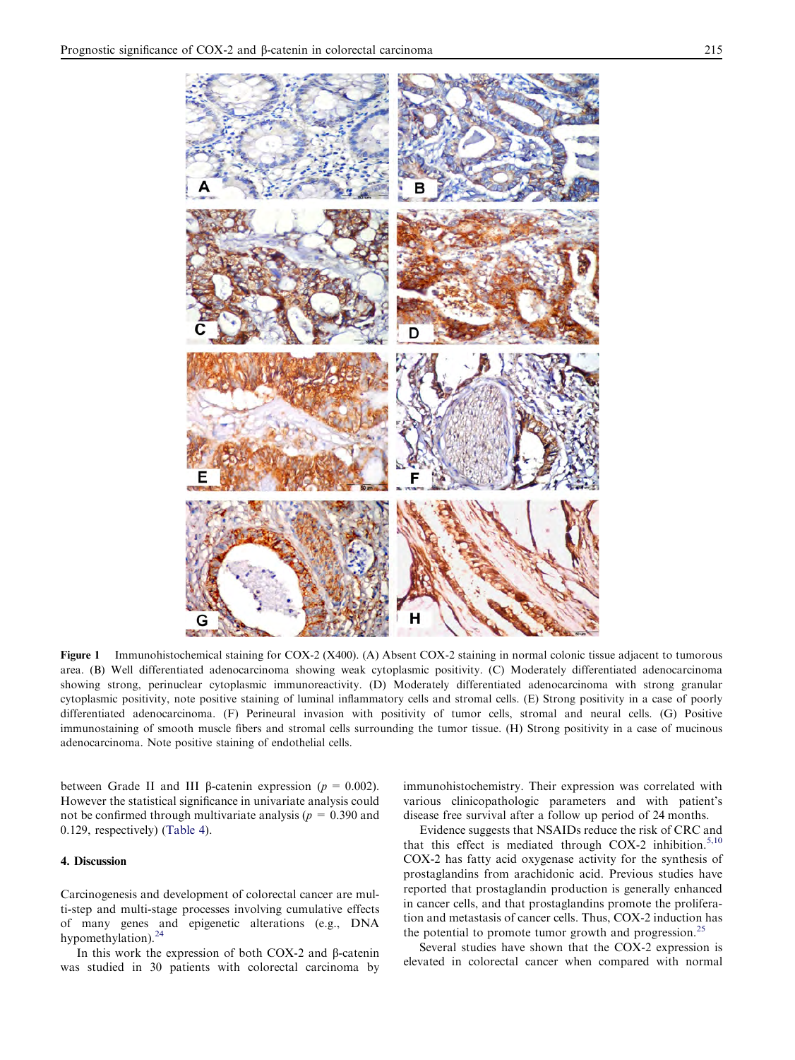Figure 1 Immunohistochemical staining for COX-2 (X400). (A) Absent COX-2 staining in normal colonic tissue adjacent to tumorous area. (B) Well differentiated adenocarcinoma showing weak cytoplasmic positivity. (C) Moderately differentiated adenocarcinoma showing strong, perinuclear cytoplasmic immunoreactivity. (D) Moderately differentiated adenocarcinoma with strong granular cytoplasmic positivity, note positive staining of luminal inflammatory cells and stromal cells. (E) Strong positivity in a case of poorly differentiated adenocarcinoma. (F) Perineural invasion with positivity of tumor cells, stromal and neural cells. (G) Positive immunostaining of smooth muscle fibers and stromal cells surrounding the tumor tissue. (H) Strong positivity in a case of mucinous adenocarcinoma. Note positive staining of endothelial cells.

between Grade II and III β-catenin expression ($p = 0.002$). However the statistical significance in univariate analysis could not be confirmed through multivariate analysis ($p = 0.390$ and 0.129, respectively) (Table 4).

## 4. Discussion

Carcinogenesis and development of colorectal cancer are multi-step and multi-stage processes involving cumulative effects of many genes and epigenetic alterations (e.g., DNA hypomethylation).[24]

In this work the expression of both COX-2 and β-catenin was studied in 30 patients with colorectal carcinoma by immunohistochemistry. Their expression was correlated with various clinicopathologic parameters and with patient's disease free survival after a follow up period of 24 months.

Evidence suggests that NSAIDs reduce the risk of CRC and that this effect is mediated through COX-2 inhibition.[5,10] COX-2 has fatty acid oxygenase activity for the synthesis of prostaglandins from arachidonic acid. Previous studies have reported that prostaglandin production is generally enhanced in cancer cells, and that prostaglandins promote the proliferation and metastasis of cancer cells. Thus, COX-2 induction has the potential to promote tumor growth and progression.[25]

Several studies have shown that the COX-2 expression is elevated in colorectal cancer when compared with normal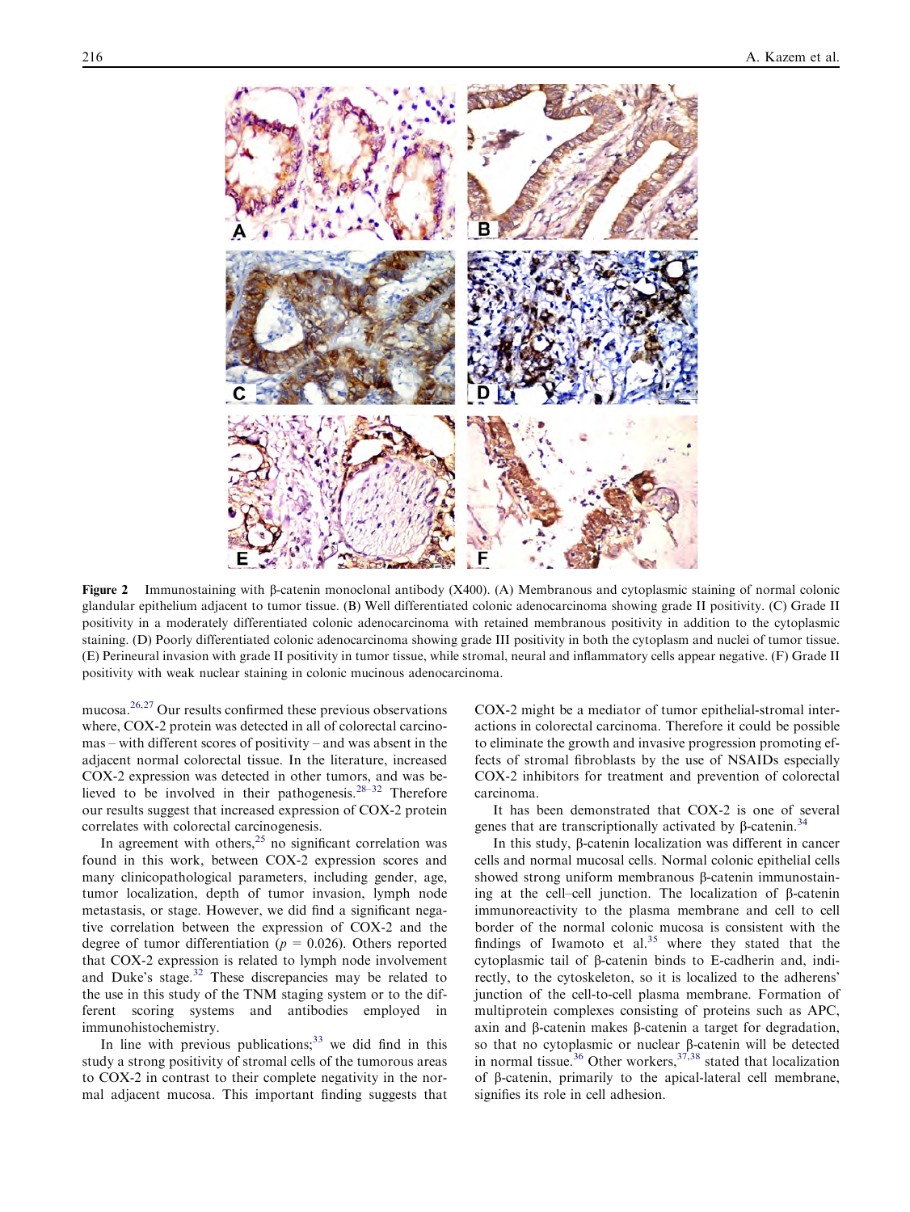**Figure 2** Immunostaining with β-catenin monoclonal antibody (X400). (A) Membranous and cytoplasmic staining of normal colonic glandular epithelium adjacent to tumor tissue. (B) Well differentiated colonic adenocarcinoma showing grade II positivity. (C) Grade II positivity in a moderately differentiated colonic adenocarcinoma with retained membranous positivity in addition to the cytoplasmic staining. (D) Poorly differentiated colonic adenocarcinoma showing grade III positivity in both the cytoplasm and nuclei of tumor tissue. (E) Perineural invasion with grade II positivity in tumor tissue, while stromal, neural and inflammatory cells appear negative. (F) Grade II positivity with weak nuclear staining in colonic mucinous adenocarcinoma.

mucosa.[26,27] Our results confirmed these previous observations where, COX-2 protein was detected in all of colorectal carcinomas – with different scores of positivity – and was absent in the adjacent normal colorectal tissue. In the literature, increased COX-2 expression was detected in other tumors, and was believed to be involved in their pathogenesis.[28–32] Therefore our results suggest that increased expression of COX-2 protein correlates with colorectal carcinogenesis.

In agreement with others,[25] no significant correlation was found in this work, between COX-2 expression scores and many clinicopathological parameters, including gender, age, tumor localization, depth of tumor invasion, lymph node metastasis, or stage. However, we did find a significant negative correlation between the expression of COX-2 and the degree of tumor differentiation ($p = 0.026$). Others reported that COX-2 expression is related to lymph node involvement and Duke's stage.[32] These discrepancies may be related to the use in this study of the TNM staging system or to the different scoring systems and antibodies employed in immunohistochemistry.

In line with previous publications;[33] we did find in this study a strong positivity of stromal cells of the tumorous areas to COX-2 in contrast to their complete negativity in the normal adjacent mucosa. This important finding suggests that COX-2 might be a mediator of tumor epithelial-stromal interactions in colorectal carcinoma. Therefore it could be possible to eliminate the growth and invasive progression promoting effects of stromal fibroblasts by the use of NSAIDs especially COX-2 inhibitors for treatment and prevention of colorectal carcinoma.

It has been demonstrated that COX-2 is one of several genes that are transcriptionally activated by β-catenin.[34]

In this study, β-catenin localization was different in cancer cells and normal mucosal cells. Normal colonic epithelial cells showed strong uniform membranous β-catenin immunostaining at the cell–cell junction. The localization of β-catenin immunoreactivity to the plasma membrane and cell to cell border of the normal colonic mucosa is consistent with the findings of Iwamoto et al.[35] where they stated that the cytoplasmic tail of β-catenin binds to E-cadherin and, indirectly, to the cytoskeleton, so it is localized to the adherens' junction of the cell-to-cell plasma membrane. Formation of multiprotein complexes consisting of proteins such as APC, axin and β-catenin makes β-catenin a target for degradation, so that no cytoplasmic or nuclear β-catenin will be detected in normal tissue.[36] Other workers,[37,38] stated that localization of β-catenin, primarily to the apical-lateral cell membrane, signifies its role in cell adhesion.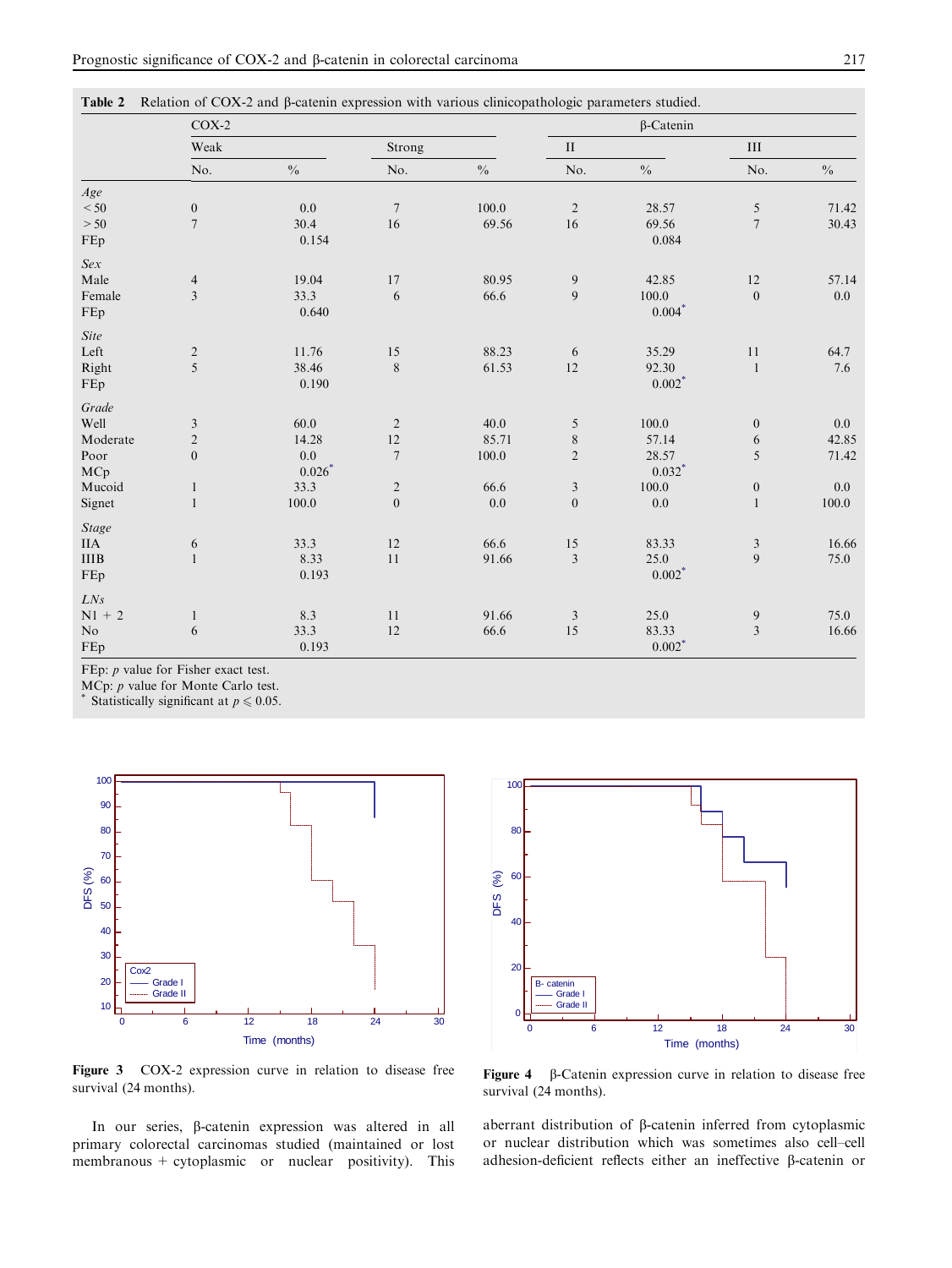**Table 2** Relation of COX-2 and β-catenin expression with various clinicopathologic parameters studied.

| | COX-2 | | | | β-Catenin | | | |
|---|---|---|---|---|---|---|---|---|
| | Weak | | Strong | | II | | III | |
| | No. | % | No. | % | No. | % | No. | % |
| *Age* | | | | | | | | |
| < 50 | 0 | 0.0 | 7 | 100.0 | 2 | 28.57 | 5 | 71.42 |
| > 50 | 7 | 30.4 | 16 | 69.56 | 16 | 69.56 | 7 | 30.43 |
| FEp | | 0.154 | | | | 0.084 | | |
| *Sex* | | | | | | | | |
| Male | 4 | 19.04 | 17 | 80.95 | 9 | 42.85 | 12 | 57.14 |
| Female | 3 | 33.3 | 6 | 66.6 | 9 | 100.0 | 0 | 0.0 |
| FEp | | 0.640 | | | | 0.004* | | |
| *Site* | | | | | | | | |
| Left | 2 | 11.76 | 15 | 88.23 | 6 | 35.29 | 11 | 64.7 |
| Right | 5 | 38.46 | 8 | 61.53 | 12 | 92.30 | 1 | 7.6 |
| FEp | | 0.190 | | | | 0.002* | | |
| *Grade* | | | | | | | | |
| Well | 3 | 60.0 | 2 | 40.0 | 5 | 100.0 | 0 | 0.0 |
| Moderate | 2 | 14.28 | 12 | 85.71 | 8 | 57.14 | 6 | 42.85 |
| Poor | 0 | 0.0 | 7 | 100.0 | 2 | 28.57 | 5 | 71.42 |
| MCp | | 0.026* | | | | 0.032* | | |
| Mucoid | 1 | 33.3 | 2 | 66.6 | 3 | 100.0 | 0 | 0.0 |
| Signet | 1 | 100.0 | 0 | 0.0 | 0 | 0.0 | 1 | 100.0 |
| *Stage* | | | | | | | | |
| IIA | 6 | 33.3 | 12 | 66.6 | 15 | 83.33 | 3 | 16.66 |
| IIIB | 1 | 8.33 | 11 | 91.66 | 3 | 25.0 | 9 | 75.0 |
| FEp | | 0.193 | | | | 0.002* | | |
| *LNs* | | | | | | | | |
| N1 + 2 | 1 | 8.3 | 11 | 91.66 | 3 | 25.0 | 9 | 75.0 |
| No | 6 | 33.3 | 12 | 66.6 | 15 | 83.33 | 3 | 16.66 |
| FEp | | 0.193 | | | | 0.002* | | |

FEp: *p* value for Fisher exact test.
MCp: *p* value for Monte Carlo test.
* Statistically significant at $p \leqslant 0.05$.

**Figure 3** COX-2 expression curve in relation to disease free survival (24 months).

**Figure 4** β-Catenin expression curve in relation to disease free survival (24 months).

In our series, β-catenin expression was altered in all primary colorectal carcinomas studied (maintained or lost membranous + cytoplasmic or nuclear positivity). This aberrant distribution of β-catenin inferred from cytoplasmic or nuclear distribution which was sometimes also cell–cell adhesion-deficient reflects either an ineffective β-catenin or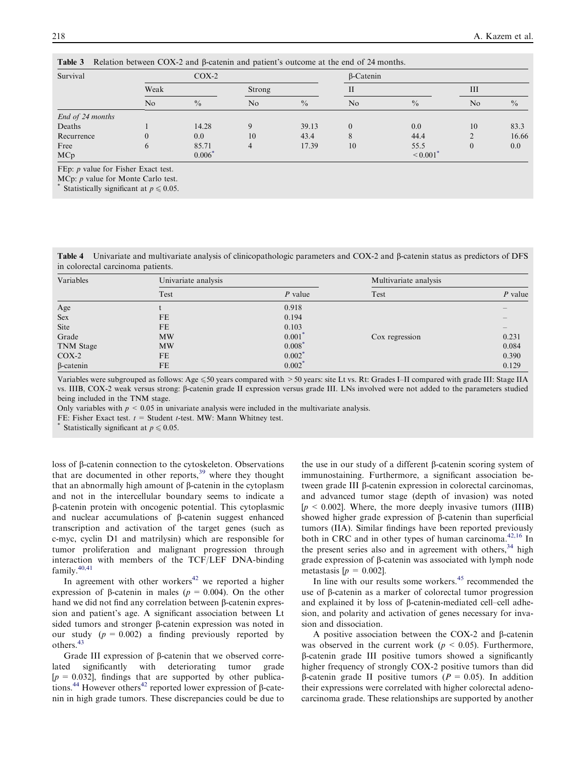**Table 3** Relation between COX-2 and β-catenin and patient's outcome at the end of 24 months.

| Survival | COX-2 | | | | β-Catenin | | | |
|---|---|---|---|---|---|---|---|---|
| | Weak | | Strong | | II | | III | |
| | No | % | No | % | No | % | No | % |
| *End of 24 months* | | | | | | | | |
| Deaths | 1 | 14.28 | 9 | 39.13 | 0 | 0.0 | 10 | 83.3 |
| Recurrence | 0 | 0.0 | 10 | 43.4 | 8 | 44.4 | 2 | 16.66 |
| Free | 6 | 85.71 | 4 | 17.39 | 10 | 55.5 | 0 | 0.0 |
| MCp | | 0.006* | | | | < 0.001* | | |

FEp: *p* value for Fisher Exact test.
MCp: *p* value for Monte Carlo test.
\* Statistically significant at $p \leqslant 0.05$.

**Table 4** Univariate and multivariate analysis of clinicopathologic parameters and COX-2 and β-catenin status as predictors of DFS in colorectal carcinoma patients.

| Variables | Univariate analysis | | Multivariate analysis | |
|---|---|---|---|---|
| | Test | *P* value | Test | *P* value |
| Age | t | 0.918 | | – |
| Sex | FE | 0.194 | | – |
| Site | FE | 0.103 | | – |
| Grade | MW | 0.001* | Cox regression | 0.231 |
| TNM Stage | MW | 0.008* | | 0.084 |
| COX-2 | FE | 0.002* | | 0.390 |
| β-catenin | FE | 0.002* | | 0.129 |

Variables were subgrouped as follows: Age ⩽50 years compared with > 50 years: site Lt vs. Rt: Grades I–II compared with grade III: Stage IIA vs. IIIB, COX-2 weak versus strong: β-catenin grade II expression versus grade III. LNs involved were not added to the parameters studied being included in the TNM stage.

Only variables with $p < 0.05$ in univariate analysis were included in the multivariate analysis.

FE: Fisher Exact test. *t* = Student *t*-test. MW: Mann Whitney test.

\* Statistically significant at $p \leqslant 0.05$.

loss of β-catenin connection to the cytoskeleton. Observations that are documented in other reports,[39] where they thought that an abnormally high amount of β-catenin in the cytoplasm and not in the intercellular boundary seems to indicate a β-catenin protein with oncogenic potential. This cytoplasmic and nuclear accumulations of β-catenin suggest enhanced transcription and activation of the target genes (such as c-myc, cyclin D1 and matrilysin) which are responsible for tumor proliferation and malignant progression through interaction with members of the TCF/LEF DNA-binding family.[40,41]

In agreement with other workers[42] we reported a higher expression of β-catenin in males ($p = 0.004$). On the other hand we did not find any correlation between β-catenin expression and patient's age. A significant association between Lt sided tumors and stronger β-catenin expression was noted in our study ($p = 0.002$) a finding previously reported by others.[43]

Grade III expression of β-catenin that we observed correlated significantly with deteriorating tumor grade [$p = 0.032$], findings that are supported by other publications.[44] However others[42] reported lower expression of β-catenin in high grade tumors. These discrepancies could be due to the use in our study of a different β-catenin scoring system of immunostaining. Furthermore, a significant association between grade III β-catenin expression in colorectal carcinomas, and advanced tumor stage (depth of invasion) was noted [$p < 0.002$]. Where, the more deeply invasive tumors (IIIB) showed higher grade expression of β-catenin than superficial tumors (IIA). Similar findings have been reported previously both in CRC and in other types of human carcinoma.[42,16] In the present series also and in agreement with others,[34] high grade expression of β-catenin was associated with lymph node metastasis [$p = 0.002$].

In line with our results some workers.[45] recommended the use of β-catenin as a marker of colorectal tumor progression and explained it by loss of β-catenin-mediated cell–cell adhesion, and polarity and activation of genes necessary for invasion and dissociation.

A positive association between the COX-2 and β-catenin was observed in the current work ($p < 0.05$). Furthermore, β-catenin grade III positive tumors showed a significantly higher frequency of strongly COX-2 positive tumors than did β-catenin grade II positive tumors ($P = 0.05$). In addition their expressions were correlated with higher colorectal adenocarcinoma grade. These relationships are supported by another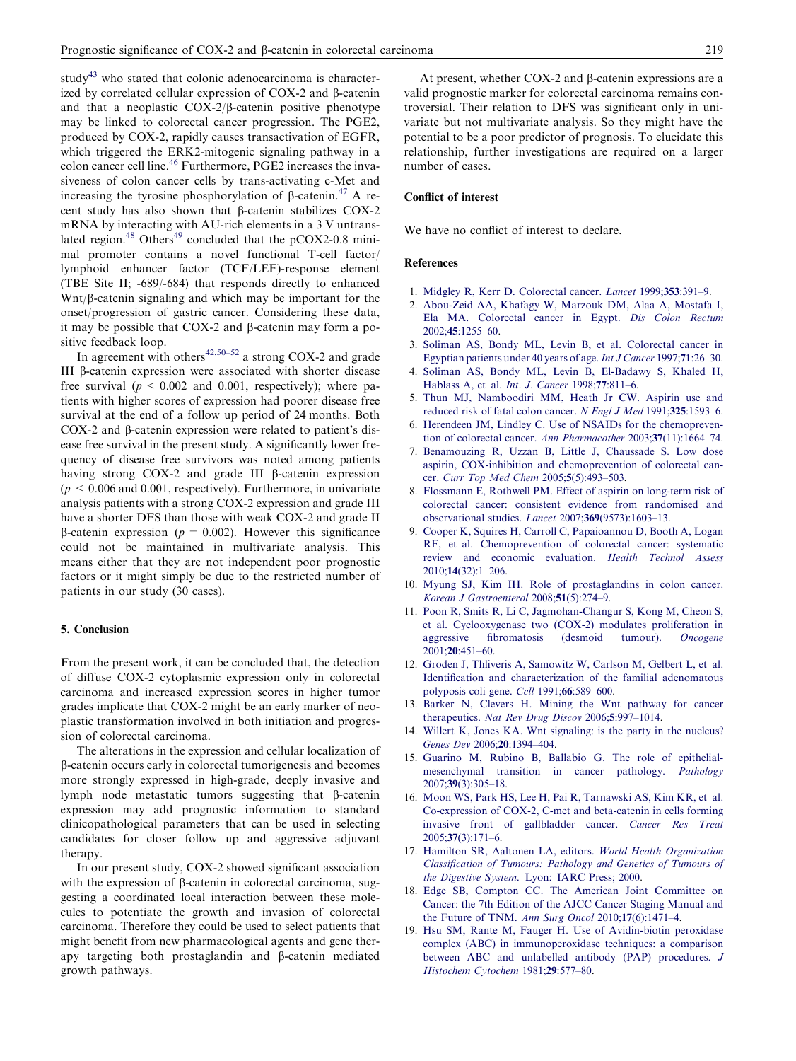study[43] who stated that colonic adenocarcinoma is characterized by correlated cellular expression of COX-2 and β-catenin and that a neoplastic COX-2/β-catenin positive phenotype may be linked to colorectal cancer progression. The PGE2, produced by COX-2, rapidly causes transactivation of EGFR, which triggered the ERK2-mitogenic signaling pathway in a colon cancer cell line.[46] Furthermore, PGE2 increases the invasiveness of colon cancer cells by trans-activating c-Met and increasing the tyrosine phosphorylation of β-catenin.[47] A recent study has also shown that β-catenin stabilizes COX-2 mRNA by interacting with AU-rich elements in a 3 V untranslated region.[48] Others[49] concluded that the pCOX2-0.8 minimal promoter contains a novel functional T-cell factor/lymphoid enhancer factor (TCF/LEF)-response element (TBE Site II; -689/-684) that responds directly to enhanced Wnt/β-catenin signaling and which may be important for the onset/progression of gastric cancer. Considering these data, it may be possible that COX-2 and β-catenin may form a positive feedback loop.

In agreement with others[42,50–52] a strong COX-2 and grade III β-catenin expression were associated with shorter disease free survival ($p < 0.002$ and 0.001, respectively); where patients with higher scores of expression had poorer disease free survival at the end of a follow up period of 24 months. Both COX-2 and β-catenin expression were related to patient's disease free survival in the present study. A significantly lower frequency of disease free survivors was noted among patients having strong COX-2 and grade III β-catenin expression ($p < 0.006$ and 0.001, respectively). Furthermore, in univariate analysis patients with a strong COX-2 expression and grade III have a shorter DFS than those with weak COX-2 and grade II β-catenin expression ($p = 0.002$). However this significance could not be maintained in multivariate analysis. This means either that they are not independent poor prognostic factors or it might simply be due to the restricted number of patients in our study (30 cases).

## 5. Conclusion

From the present work, it can be concluded that, the detection of diffuse COX-2 cytoplasmic expression only in colorectal carcinoma and increased expression scores in higher tumor grades implicate that COX-2 might be an early marker of neoplastic transformation involved in both initiation and progression of colorectal carcinoma.

The alterations in the expression and cellular localization of β-catenin occurs early in colorectal tumorigenesis and becomes more strongly expressed in high-grade, deeply invasive and lymph node metastatic tumors suggesting that β-catenin expression may add prognostic information to standard clinicopathological parameters that can be used in selecting candidates for closer follow up and aggressive adjuvant therapy.

In our present study, COX-2 showed significant association with the expression of β-catenin in colorectal carcinoma, suggesting a coordinated local interaction between these molecules to potentiate the growth and invasion of colorectal carcinoma. Therefore they could be used to select patients that might benefit from new pharmacological agents and gene therapy targeting both prostaglandin and β-catenin mediated growth pathways.

At present, whether COX-2 and β-catenin expressions are a valid prognostic marker for colorectal carcinoma remains controversial. Their relation to DFS was significant only in univariate but not multivariate analysis. So they might have the potential to be a poor predictor of prognosis. To elucidate this relationship, further investigations are required on a larger number of cases.

### Conflict of interest

We have no conflict of interest to declare.

### References

1. Midgley R, Kerr D. Colorectal cancer. *Lancet* 1999;**353**:391–9.
2. Abou-Zeid AA, Khafagy W, Marzouk DM, Alaa A, Mostafa I, Ela MA. Colorectal cancer in Egypt. *Dis Colon Rectum* 2002;**45**:1255–60.
3. Soliman AS, Bondy ML, Levin B, et al. Colorectal cancer in Egyptian patients under 40 years of age. *Int J Cancer* 1997;**71**:26–30.
4. Soliman AS, Bondy ML, Levin B, El-Badawy S, Khaled H, Hablass A, et al. *Int. J. Cancer* 1998;**77**:811–6.
5. Thun MJ, Namboodiri MM, Heath Jr CW. Aspirin use and reduced risk of fatal colon cancer. *N Engl J Med* 1991;**325**:1593–6.
6. Herendeen JM, Lindley C. Use of NSAIDs for the chemoprevention of colorectal cancer. *Ann Pharmacother* 2003;**37**(11):1664–74.
7. Benamouzing R, Uzzan B, Little J, Chaussade S. Low dose aspirin, COX-inhibition and chemoprevention of colorectal cancer. *Curr Top Med Chem* 2005;**5**(5):493–503.
8. Flossmann E, Rothwell PM. Effect of aspirin on long-term risk of colorectal cancer: consistent evidence from randomised and observational studies. *Lancet* 2007;**369**(9573):1603–13.
9. Cooper K, Squires H, Carroll C, Papaioannou D, Booth A, Logan RF, et al. Chemoprevention of colorectal cancer: systematic review and economic evaluation. *Health Technol Assess* 2010;**14**(32):1–206.
10. Myung SJ, Kim IH. Role of prostaglandins in colon cancer. *Korean J Gastroenterol* 2008;**51**(5):274–9.
11. Poon R, Smits R, Li C, Jagmohan-Changur S, Kong M, Cheon S, et al. Cyclooxygenase two (COX-2) modulates proliferation in aggressive fibromatosis (desmoid tumour). *Oncogene* 2001;**20**:451–60.
12. Groden J, Thliveris A, Samowitz W, Carlson M, Gelbert L, et al. Identification and characterization of the familial adenomatous polyposis coli gene. *Cell* 1991;**66**:589–600.
13. Barker N, Clevers H. Mining the Wnt pathway for cancer therapeutics. *Nat Rev Drug Discov* 2006;**5**:997–1014.
14. Willert K, Jones KA. Wnt signaling: is the party in the nucleus? *Genes Dev* 2006;**20**:1394–404.
15. Guarino M, Rubino B, Ballabio G. The role of epithelial-mesenchymal transition in cancer pathology. *Pathology* 2007;**39**(3):305–18.
16. Moon WS, Park HS, Lee H, Pai R, Tarnawski AS, Kim KR, et al. Co-expression of COX-2, C-met and beta-catenin in cells forming invasive front of gallbladder cancer. *Cancer Res Treat* 2005;**37**(3):171–6.
17. Hamilton SR, Aaltonen LA, editors. *World Health Organization Classification of Tumours: Pathology and Genetics of Tumours of the Digestive System*. Lyon: IARC Press; 2000.
18. Edge SB, Compton CC. The American Joint Committee on Cancer: the 7th Edition of the AJCC Cancer Staging Manual and the Future of TNM. *Ann Surg Oncol* 2010;**17**(6):1471–4.
19. Hsu SM, Rante M, Fauger H. Use of Avidin-biotin peroxidase complex (ABC) in immunoperoxidase techniques: a comparison between ABC and unlabelled antibody (PAP) procedures. *J Histochem Cytochem* 1981;**29**:577–80.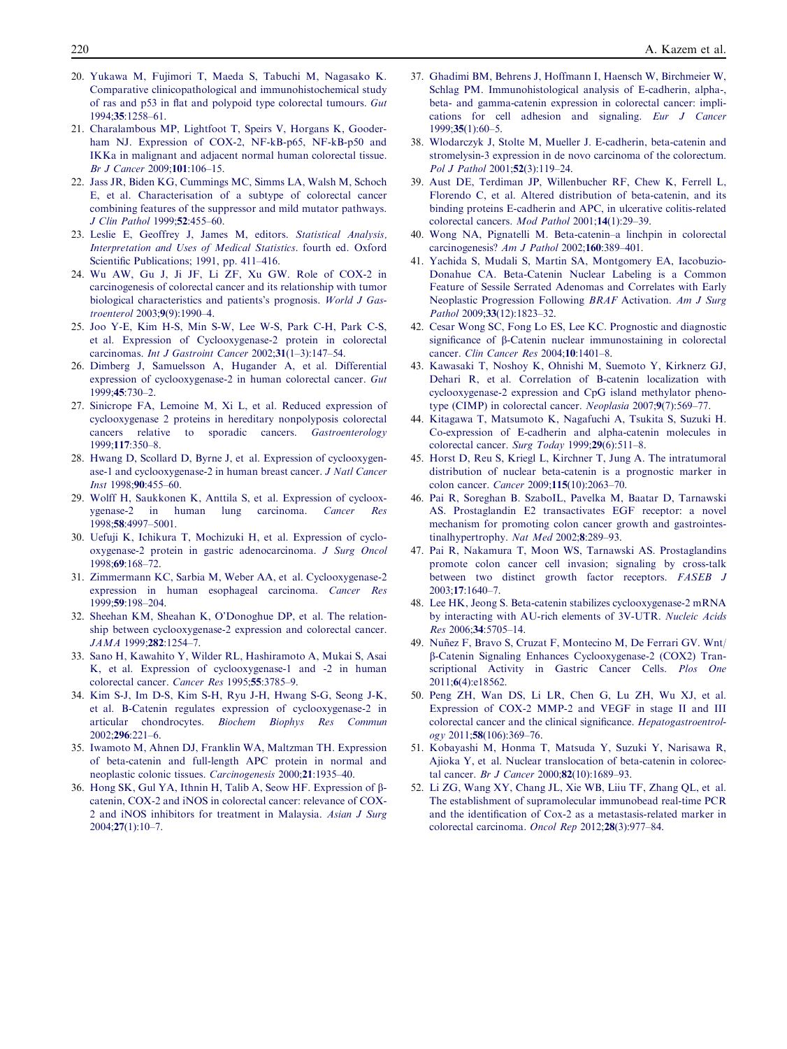20. Yukawa M, Fujimori T, Maeda S, Tabuchi M, Nagasako K. Comparative clinicopathological and immunohistochemical study of ras and p53 in flat and polypoid type colorectal tumours. *Gut* 1994;**35**:1258–61.
21. Charalambous MP, Lightfoot T, Speirs V, Horgans K, Gooderham NJ. Expression of COX-2, NF-kB-p65, NF-kB-p50 and IKKa in malignant and adjacent normal human colorectal tissue. *Br J Cancer* 2009;**101**:106–15.
22. Jass JR, Biden KG, Cummings MC, Simms LA, Walsh M, Schoch E, et al. Characterisation of a subtype of colorectal cancer combining features of the suppressor and mild mutator pathways. *J Clin Pathol* 1999;**52**:455–60.
23. Leslie E, Geoffrey J, James M, editors. *Statistical Analysis, Interpretation and Uses of Medical Statistics*. fourth ed. Oxford Scientific Publications; 1991, pp. 411–416.
24. Wu AW, Gu J, Ji JF, Li ZF, Xu GW. Role of COX-2 in carcinogenesis of colorectal cancer and its relationship with tumor biological characteristics and patients's prognosis. *World J Gastroenterol* 2003;**9**(9):1990–4.
25. Joo Y-E, Kim H-S, Min S-W, Lee W-S, Park C-H, Park C-S, et al. Expression of Cyclooxygenase-2 protein in colorectal carcinomas. *Int J Gastroint Cancer* 2002;**31**(1–3):147–54.
26. Dimberg J, Samuelsson A, Hugander A, et al. Differential expression of cyclooxygenase-2 in human colorectal cancer. *Gut* 1999;**45**:730–2.
27. Sinicrope FA, Lemoine M, Xi L, et al. Reduced expression of cyclooxygenase 2 proteins in hereditary nonpolyposis colorectal cancers relative to sporadic cancers. *Gastroenterology* 1999;**117**:350–8.
28. Hwang D, Scollard D, Byrne J, et al. Expression of cyclooxygenase-1 and cyclooxygenase-2 in human breast cancer. *J Natl Cancer Inst* 1998;**90**:455–60.
29. Wolff H, Saukkonen K, Anttila S, et al. Expression of cyclooxygenase-2 in human lung carcinoma. *Cancer Res* 1998;**58**:4997–5001.
30. Uefuji K, Ichikura T, Mochizuki H, et al. Expression of cyclooxygenase-2 protein in gastric adenocarcinoma. *J Surg Oncol* 1998;**69**:168–72.
31. Zimmermann KC, Sarbia M, Weber AA, et al. Cyclooxygenase-2 expression in human esophageal carcinoma. *Cancer Res* 1999;**59**:198–204.
32. Sheehan KM, Sheahan K, O'Donoghue DP, et al. The relationship between cyclooxygenase-2 expression and colorectal cancer. *JAMA* 1999;**282**:1254–7.
33. Sano H, Kawahito Y, Wilder RL, Hashiramoto A, Mukai S, Asai K, et al. Expression of cyclooxygenase-1 and -2 in human colorectal cancer. *Cancer Res* 1995;**55**:3785–9.
34. Kim S-J, Im D-S, Kim S-H, Ryu J-H, Hwang S-G, Seong J-K, et al. B-Catenin regulates expression of cyclooxygenase-2 in articular chondrocytes. *Biochem Biophys Res Commun* 2002;**296**:221–6.
35. Iwamoto M, Ahnen DJ, Franklin WA, Maltzman TH. Expression of beta-catenin and full-length APC protein in normal and neoplastic colonic tissues. *Carcinogenesis* 2000;**21**:1935–40.
36. Hong SK, Gul YA, Ithnin H, Talib A, Seow HF. Expression of β-catenin, COX-2 and iNOS in colorectal cancer: relevance of COX-2 and iNOS inhibitors for treatment in Malaysia. *Asian J Surg* 2004;**27**(1):10–7.
37. Ghadimi BM, Behrens J, Hoffmann I, Haensch W, Birchmeier W, Schlag PM. Immunohistological analysis of E-cadherin, alpha-, beta- and gamma-catenin expression in colorectal cancer: implications for cell adhesion and signaling. *Eur J Cancer* 1999;**35**(1):60–5.
38. Wlodarczyk J, Stolte M, Mueller J. E-cadherin, beta-catenin and stromelysin-3 expression in de novo carcinoma of the colorectum. *Pol J Pathol* 2001;**52**(3):119–24.
39. Aust DE, Terdiman JP, Willenbucher RF, Chew K, Ferrell L, Florendo C, et al. Altered distribution of beta-catenin, and its binding proteins E-cadherin and APC, in ulcerative colitis-related colorectal cancers. *Mod Pathol* 2001;**14**(1):29–39.
40. Wong NA, Pignatelli M. Beta-catenin–a linchpin in colorectal carcinogenesis? *Am J Pathol* 2002;**160**:389–401.
41. Yachida S, Mudali S, Martin SA, Montgomery EA, Iacobuzio-Donahue CA. Beta-Catenin Nuclear Labeling is a Common Feature of Sessile Serrated Adenomas and Correlates with Early Neoplastic Progression Following *BRAF* Activation. *Am J Surg Pathol* 2009;**33**(12):1823–32.
42. Cesar Wong SC, Fong Lo ES, Lee KC. Prognostic and diagnostic significance of β-Catenin nuclear immunostaining in colorectal cancer. *Clin Cancer Res* 2004;**10**:1401–8.
43. Kawasaki T, Noshoy K, Ohnishi M, Suemoto Y, Kirknerz GJ, Dehari R, et al. Correlation of B-catenin localization with cyclooxygenase-2 expression and CpG island methylator phenotype (CIMP) in colorectal cancer. *Neoplasia* 2007;**9**(7):569–77.
44. Kitagawa T, Matsumoto K, Nagafuchi A, Tsukita S, Suzuki H. Co-expression of E-cadherin and alpha-catenin molecules in colorectal cancer. *Surg Today* 1999;**29**(6):511–8.
45. Horst D, Reu S, Kriegl L, Kirchner T, Jung A. The intratumoral distribution of nuclear beta-catenin is a prognostic marker in colon cancer. *Cancer* 2009;**115**(10):2063–70.
46. Pai R, Soreghan B. SzaboIL, Pavelka M, Baatar D, Tarnawski AS. Prostaglandin E2 transactivates EGF receptor: a novel mechanism for promoting colon cancer growth and gastrointestinalhypertrophy. *Nat Med* 2002;**8**:289–93.
47. Pai R, Nakamura T, Moon WS, Tarnawski AS. Prostaglandins promote colon cancer cell invasion; signaling by cross-talk between two distinct growth factor receptors. *FASEB J* 2003;**17**:1640–7.
48. Lee HK, Jeong S. Beta-catenin stabilizes cyclooxygenase-2 mRNA by interacting with AU-rich elements of 3V-UTR. *Nucleic Acids Res* 2006;**34**:5705–14.
49. Nuñez F, Bravo S, Cruzat F, Montecino M, De Ferrari GV. Wnt/β-Catenin Signaling Enhances Cyclooxygenase-2 (COX2) Transcriptional Activity in Gastric Cancer Cells. *Plos One* 2011;**6**(4):e18562.
50. Peng ZH, Wan DS, Li LR, Chen G, Lu ZH, Wu XJ, et al. Expression of COX-2 MMP-2 and VEGF in stage II and III colorectal cancer and the clinical significance. *Hepatogastroenterology* 2011;**58**(106):369–76.
51. Kobayashi M, Honma T, Matsuda Y, Suzuki Y, Narisawa R, Ajioka Y, et al. Nuclear translocation of beta-catenin in colorectal cancer. *Br J Cancer* 2000;**82**(10):1689–93.
52. Li ZG, Wang XY, Chang JL, Xie WB, Liiu TF, Zhang QL, et al. The establishment of supramolecular immunobead real-time PCR and the identification of Cox-2 as a metastasis-related marker in colorectal carcinoma. *Oncol Rep* 2012;**28**(3):977–84.